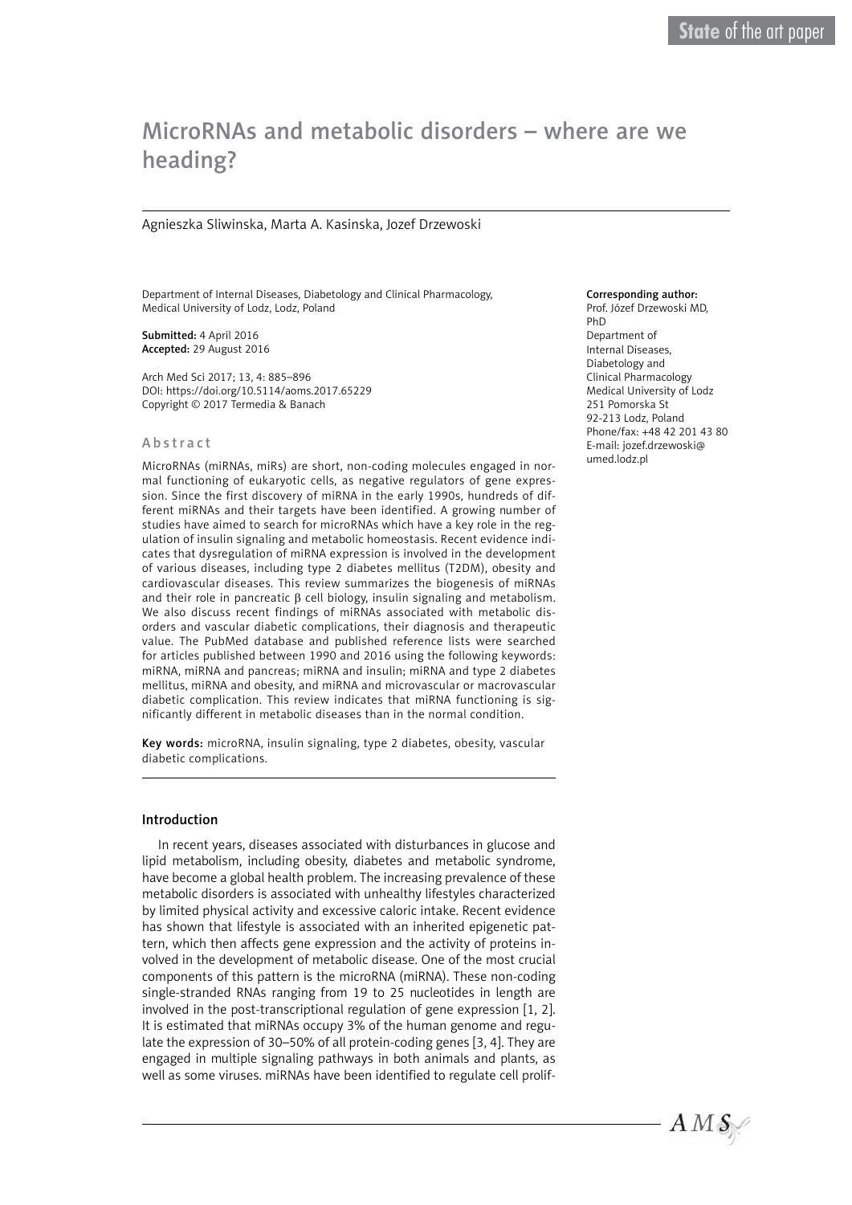State of the art paper

# MicroRNAs and metabolic disorders – where are we heading?

Agnieszka Sliwinska, Marta A. Kasinska, Jozef Drzewoski

Department of Internal Diseases, Diabetology and Clinical Pharmacology, Medical University of Lodz, Lodz, Poland

**Submitted:** 4 April 2016
**Accepted:** 29 August 2016

Arch Med Sci 2017; 13, 4: 885–896
DOI: https://doi.org/10.5114/aoms.2017.65229
Copyright © 2017 Termedia & Banach

**Corresponding author:**
Prof. Józef Drzewoski MD, PhD
Department of Internal Diseases, Diabetology and Clinical Pharmacology
Medical University of Lodz
251 Pomorska St
92-213 Lodz, Poland
Phone/fax: +48 42 201 43 80
E-mail: jozef.drzewoski@umed.lodz.pl

## Abstract

MicroRNAs (miRNAs, miRs) are short, non-coding molecules engaged in normal functioning of eukaryotic cells, as negative regulators of gene expression. Since the first discovery of miRNA in the early 1990s, hundreds of different miRNAs and their targets have been identified. A growing number of studies have aimed to search for microRNAs which have a key role in the regulation of insulin signaling and metabolic homeostasis. Recent evidence indicates that dysregulation of miRNA expression is involved in the development of various diseases, including type 2 diabetes mellitus (T2DM), obesity and cardiovascular diseases. This review summarizes the biogenesis of miRNAs and their role in pancreatic β cell biology, insulin signaling and metabolism. We also discuss recent findings of miRNAs associated with metabolic disorders and vascular diabetic complications, their diagnosis and therapeutic value. The PubMed database and published reference lists were searched for articles published between 1990 and 2016 using the following keywords: miRNA, miRNA and pancreas; miRNA and insulin; miRNA and type 2 diabetes mellitus, miRNA and obesity, and miRNA and microvascular or macrovascular diabetic complication. This review indicates that miRNA functioning is significantly different in metabolic diseases than in the normal condition.

**Key words:** microRNA, insulin signaling, type 2 diabetes, obesity, vascular diabetic complications.

## Introduction

In recent years, diseases associated with disturbances in glucose and lipid metabolism, including obesity, diabetes and metabolic syndrome, have become a global health problem. The increasing prevalence of these metabolic disorders is associated with unhealthy lifestyles characterized by limited physical activity and excessive caloric intake. Recent evidence has shown that lifestyle is associated with an inherited epigenetic pattern, which then affects gene expression and the activity of proteins involved in the development of metabolic disease. One of the most crucial components of this pattern is the microRNA (miRNA). These non-coding single-stranded RNAs ranging from 19 to 25 nucleotides in length are involved in the post-transcriptional regulation of gene expression [1, 2]. It is estimated that miRNAs occupy 3% of the human genome and regulate the expression of 30–50% of all protein-coding genes [3, 4]. They are engaged in multiple signaling pathways in both animals and plants, as well as some viruses. miRNAs have been identified to regulate cell prolif-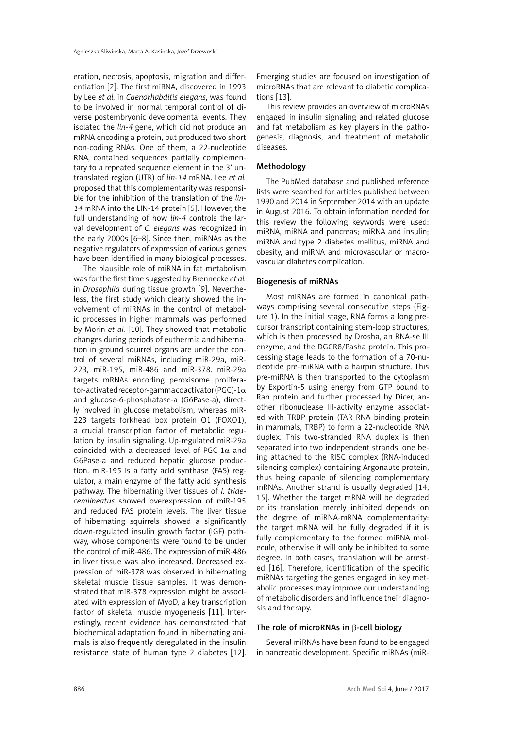eration, necrosis, apoptosis, migration and differentiation [2]. The first miRNA, discovered in 1993 by Lee *et al.* in *Caenorhabditis elegans*, was found to be involved in normal temporal control of diverse postembryonic developmental events. They isolated the *lin-4* gene, which did not produce an mRNA encoding a protein, but produced two short non-coding RNAs. One of them, a 22-nucleotide RNA, contained sequences partially complementary to a repeated sequence element in the 3' untranslated region (UTR) of *lin-14* mRNA. Lee *et al.* proposed that this complementarity was responsible for the inhibition of the translation of the *lin-14* mRNA into the LIN-14 protein [5]. However, the full understanding of how *lin-4* controls the larval development of *C. elegans* was recognized in the early 2000s [6–8]. Since then, miRNAs as the negative regulators of expression of various genes have been identified in many biological processes.

The plausible role of miRNA in fat metabolism was for the first time suggested by Brennecke *et al.* in *Drosophila* during tissue growth [9]. Nevertheless, the first study which clearly showed the involvement of miRNAs in the control of metabolic processes in higher mammals was performed by Morin *et al.* [10]. They showed that metabolic changes during periods of euthermia and hibernation in ground squirrel organs are under the control of several miRNAs, including miR-29a, miR-223, miR-195, miR-486 and miR-378. miR-29a targets mRNAs encoding peroxisome proliferator-activated receptor-gamma coactivator (PGC)-1α and glucose-6-phosphatase-a (G6Pase-a), directly involved in glucose metabolism, whereas miR-223 targets forkhead box protein O1 (FOXO1), a crucial transcription factor of metabolic regulation by insulin signaling. Up-regulated miR-29a coincided with a decreased level of PGC-1α and G6Pase-a and reduced hepatic glucose production. miR-195 is a fatty acid synthase (FAS) regulator, a main enzyme of the fatty acid synthesis pathway. The hibernating liver tissues of *I. tridecemlineatus* showed overexpression of miR-195 and reduced FAS protein levels. The liver tissue of hibernating squirrels showed a significantly down-regulated insulin growth factor (IGF) pathway, whose components were found to be under the control of miR-486. The expression of miR-486 in liver tissue was also increased. Decreased expression of miR-378 was observed in hibernating skeletal muscle tissue samples. It was demonstrated that miR-378 expression might be associated with expression of MyoD, a key transcription factor of skeletal muscle myogenesis [11]. Interestingly, recent evidence has demonstrated that biochemical adaptation found in hibernating animals is also frequently deregulated in the insulin resistance state of human type 2 diabetes [12]. Emerging studies are focused on investigation of microRNAs that are relevant to diabetic complications [13].

This review provides an overview of microRNAs engaged in insulin signaling and related glucose and fat metabolism as key players in the pathogenesis, diagnosis, and treatment of metabolic diseases.

## Methodology

The PubMed database and published reference lists were searched for articles published between 1990 and 2014 in September 2014 with an update in August 2016. To obtain information needed for this review the following keywords were used: miRNA, miRNA and pancreas; miRNA and insulin; miRNA and type 2 diabetes mellitus, miRNA and obesity, and miRNA and microvascular or macrovascular diabetes complication.

## Biogenesis of miRNAs

Most miRNAs are formed in canonical pathways comprising several consecutive steps (Figure 1). In the initial stage, RNA forms a long precursor transcript containing stem-loop structures, which is then processed by Drosha, an RNA-se III enzyme, and the DGCR8/Pasha protein. This processing stage leads to the formation of a 70-nucleotide pre-miRNA with a hairpin structure. This pre-miRNA is then transported to the cytoplasm by Exportin-5 using energy from GTP bound to Ran protein and further processed by Dicer, another ribonuclease III-activity enzyme associated with TRBP protein (TAR RNA binding protein in mammals, TRBP) to form a 22-nucleotide RNA duplex. This two-stranded RNA duplex is then separated into two independent strands, one being attached to the RISC complex (RNA-induced silencing complex) containing Argonaute protein, thus being capable of silencing complementary mRNAs. Another strand is usually degraded [14, 15]. Whether the target mRNA will be degraded or its translation merely inhibited depends on the degree of miRNA-mRNA complementarity: the target mRNA will be fully degraded if it is fully complementary to the formed miRNA molecule, otherwise it will only be inhibited to some degree. In both cases, translation will be arrested [16]. Therefore, identification of the specific miRNAs targeting the genes engaged in key metabolic processes may improve our understanding of metabolic disorders and influence their diagnosis and therapy.

## The role of microRNAs in β-cell biology

Several miRNAs have been found to be engaged in pancreatic development. Specific miRNAs (miR-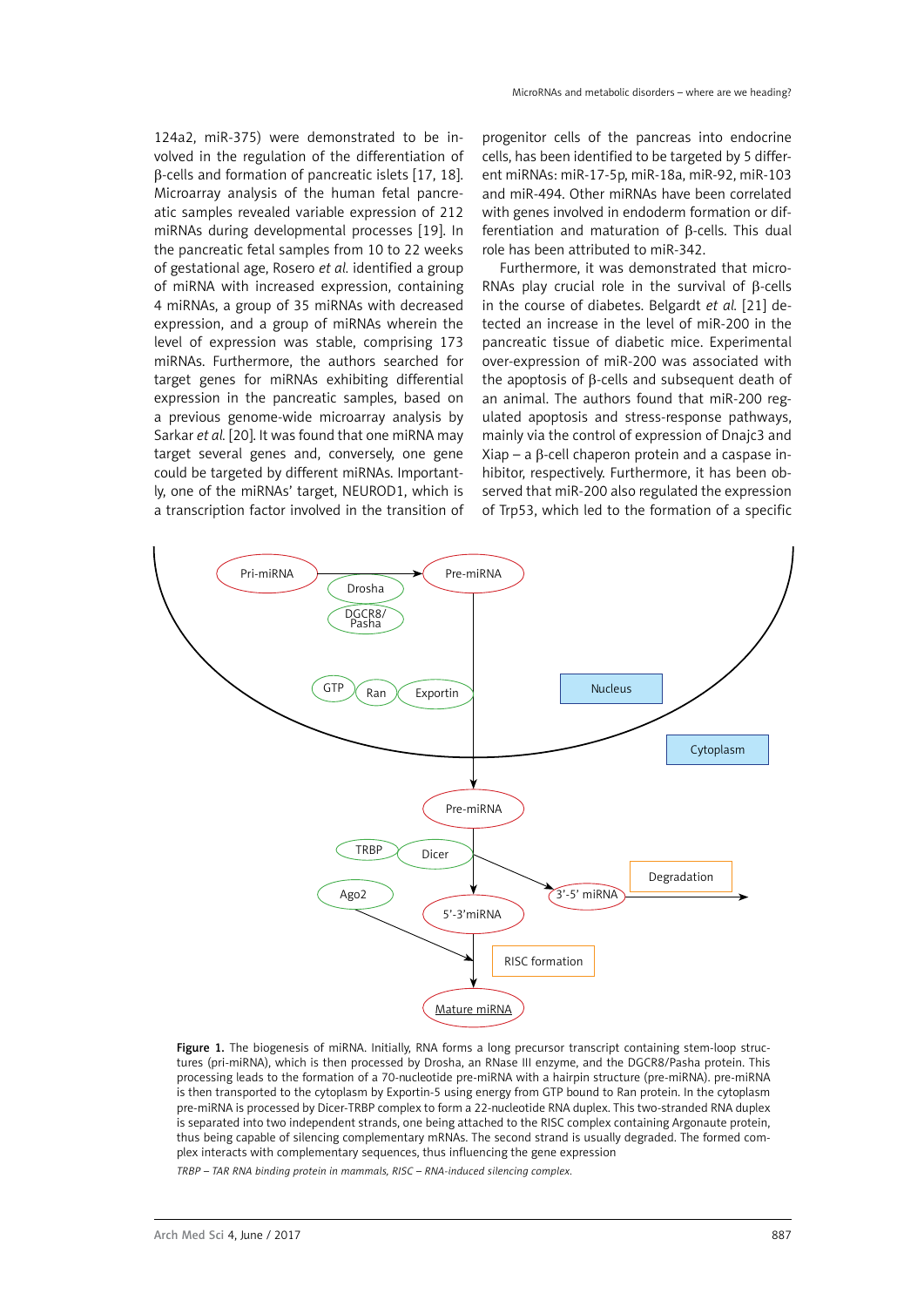124a2, miR-375) were demonstrated to be involved in the regulation of the differentiation of β-cells and formation of pancreatic islets [17, 18]. Microarray analysis of the human fetal pancreatic samples revealed variable expression of 212 miRNAs during developmental processes [19]. In the pancreatic fetal samples from 10 to 22 weeks of gestational age, Rosero *et al.* identified a group of miRNA with increased expression, containing 4 miRNAs, a group of 35 miRNAs with decreased expression, and a group of miRNAs wherein the level of expression was stable, comprising 173 miRNAs. Furthermore, the authors searched for target genes for miRNAs exhibiting differential expression in the pancreatic samples, based on a previous genome-wide microarray analysis by Sarkar *et al.* [20]. It was found that one miRNA may target several genes and, conversely, one gene could be targeted by different miRNAs. Importantly, one of the miRNAs' target, NEUROD1, which is a transcription factor involved in the transition of progenitor cells of the pancreas into endocrine cells, has been identified to be targeted by 5 different miRNAs: miR-17-5p, miR-18a, miR-92, miR-103 and miR-494. Other miRNAs have been correlated with genes involved in endoderm formation or differentiation and maturation of β-cells. This dual role has been attributed to miR-342.

Furthermore, it was demonstrated that microRNAs play crucial role in the survival of β-cells in the course of diabetes. Belgardt *et al.* [21] detected an increase in the level of miR-200 in the pancreatic tissue of diabetic mice. Experimental over-expression of miR-200 was associated with the apoptosis of β-cells and subsequent death of an animal. The authors found that miR-200 regulated apoptosis and stress-response pathways, mainly via the control of expression of Dnajc3 and Xiap – a β-cell chaperon protein and a caspase inhibitor, respectively. Furthermore, it has been observed that miR-200 also regulated the expression of Trp53, which led to the formation of a specific

**Figure 1.** The biogenesis of miRNA. Initially, RNA forms a long precursor transcript containing stem-loop structures (pri-miRNA), which is then processed by Drosha, an RNase III enzyme, and the DGCR8/Pasha protein. This processing leads to the formation of a 70-nucleotide pre-miRNA with a hairpin structure (pre-miRNA). pre-miRNA is then transported to the cytoplasm by Exportin-5 using energy from GTP bound to Ran protein. In the cytoplasm pre-miRNA is processed by Dicer-TRBP complex to form a 22-nucleotide RNA duplex. This two-stranded RNA duplex is separated into two independent strands, one being attached to the RISC complex containing Argonaute protein, thus being capable of silencing complementary mRNAs. The second strand is usually degraded. The formed complex interacts with complementary sequences, thus influencing the gene expression

*TRBP – TAR RNA binding protein in mammals, RISC – RNA-induced silencing complex.*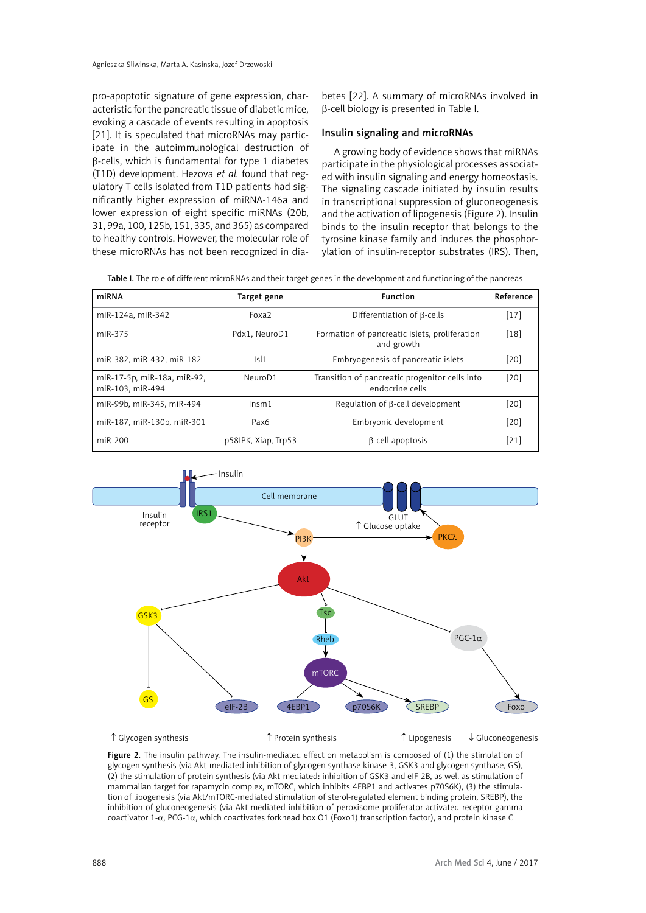pro-apoptotic signature of gene expression, characteristic for the pancreatic tissue of diabetic mice, evoking a cascade of events resulting in apoptosis [21]. It is speculated that microRNAs may participate in the autoimmunological destruction of β-cells, which is fundamental for type 1 diabetes (T1D) development. Hezova *et al.* found that regulatory T cells isolated from T1D patients had significantly higher expression of miRNA-146a and lower expression of eight specific miRNAs (20b, 31, 99a, 100, 125b, 151, 335, and 365) as compared to healthy controls. However, the molecular role of these microRNAs has not been recognized in diabetes [22]. A summary of microRNAs involved in β-cell biology is presented in Table I.

## Insulin signaling and microRNAs

A growing body of evidence shows that miRNAs participate in the physiological processes associated with insulin signaling and energy homeostasis. The signaling cascade initiated by insulin results in transcriptional suppression of gluconeogenesis and the activation of lipogenesis (Figure 2). Insulin binds to the insulin receptor that belongs to the tyrosine kinase family and induces the phosphorylation of insulin-receptor substrates (IRS). Then,

**Table I.** The role of different microRNAs and their target genes in the development and functioning of the pancreas

| miRNA | Target gene | Function | Reference |
|---|---|---|---|
| miR-124a, miR-342 | Foxa2 | Differentiation of β-cells | [17] |
| miR-375 | Pdx1, NeuroD1 | Formation of pancreatic islets, proliferation and growth | [18] |
| miR-382, miR-432, miR-182 | Isl1 | Embryogenesis of pancreatic islets | [20] |
| miR-17-5p, miR-18a, miR-92, miR-103, miR-494 | NeuroD1 | Transition of pancreatic progenitor cells into endocrine cells | [20] |
| miR-99b, miR-345, miR-494 | Insm1 | Regulation of β-cell development | [20] |
| miR-187, miR-130b, miR-301 | Pax6 | Embryonic development | [20] |
| miR-200 | p58IPK, Xiap, Trp53 | β-cell apoptosis | [21] |

**Figure 2.** The insulin pathway. The insulin-mediated effect on metabolism is composed of (1) the stimulation of glycogen synthesis (via Akt-mediated inhibition of glycogen synthase kinase-3, GSK3 and glycogen synthase, GS), (2) the stimulation of protein synthesis (via Akt-mediated: inhibition of GSK3 and eIF-2B, as well as stimulation of mammalian target for rapamycin complex, mTORC, which inhibits 4EBP1 and activates p70S6K), (3) the stimulation of lipogenesis (via Akt/mTORC-mediated stimulation of sterol-regulated element binding protein, SREBP), the inhibition of gluconeogenesis (via Akt-mediated inhibition of peroxisome proliferator-activated receptor gamma coactivator 1-α, PCG-1α, which coactivates forkhead box O1 (Foxo1) transcription factor), and protein kinase C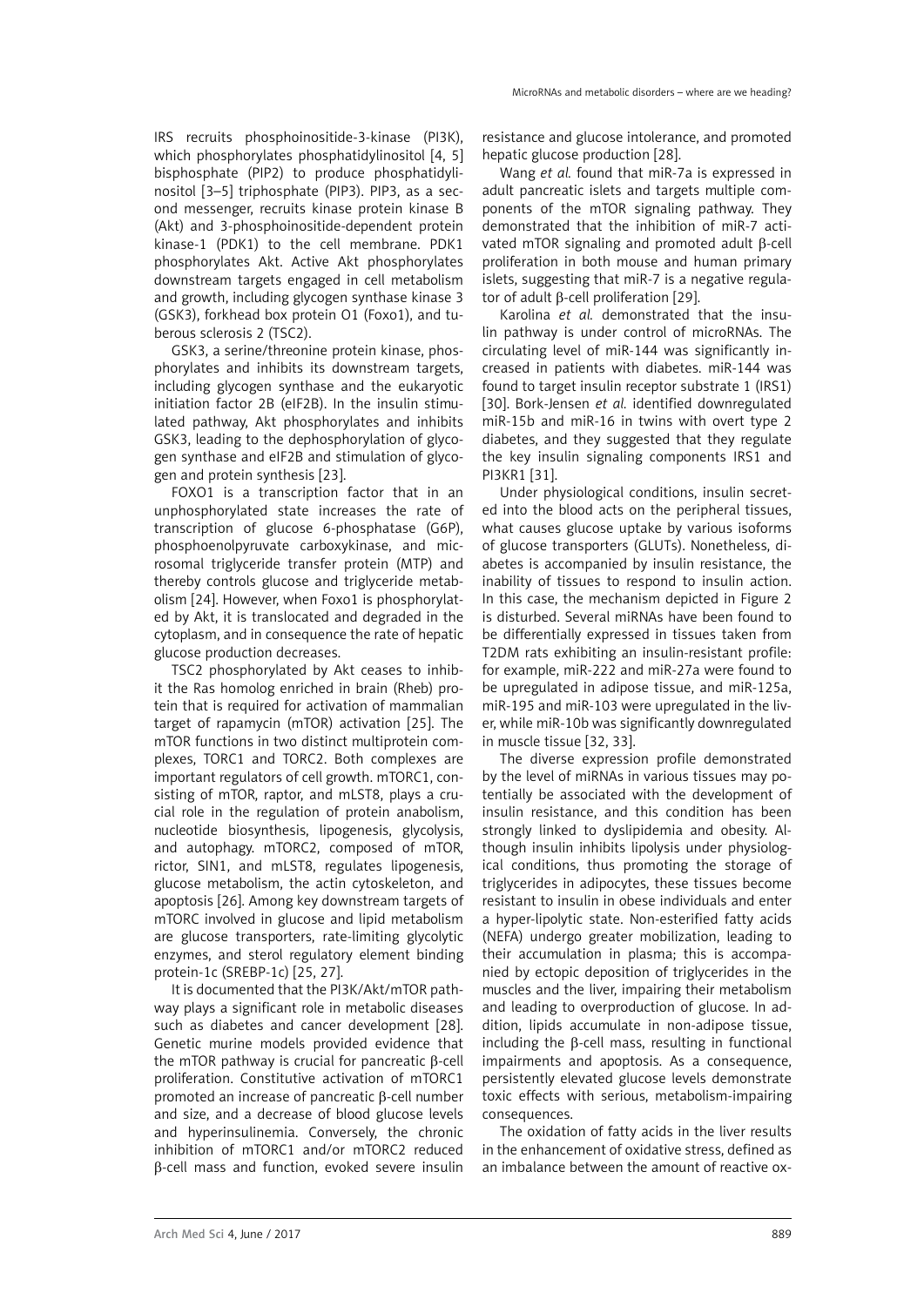IRS recruits phosphoinositide-3-kinase (PI3K), which phosphorylates phosphatidylinositol [4, 5] bisphosphate (PIP2) to produce phosphatidylinositol [3–5] triphosphate (PIP3). PIP3, as a second messenger, recruits kinase protein kinase B (Akt) and 3-phosphoinositide-dependent protein kinase-1 (PDK1) to the cell membrane. PDK1 phosphorylates Akt. Active Akt phosphorylates downstream targets engaged in cell metabolism and growth, including glycogen synthase kinase 3 (GSK3), forkhead box protein O1 (Foxo1), and tuberous sclerosis 2 (TSC2).

GSK3, a serine/threonine protein kinase, phosphorylates and inhibits its downstream targets, including glycogen synthase and the eukaryotic initiation factor 2B (eIF2B). In the insulin stimulated pathway, Akt phosphorylates and inhibits GSK3, leading to the dephosphorylation of glycogen synthase and eIF2B and stimulation of glycogen and protein synthesis [23].

FOXO1 is a transcription factor that in an unphosphorylated state increases the rate of transcription of glucose 6-phosphatase (G6P), phosphoenolpyruvate carboxykinase, and microsomal triglyceride transfer protein (MTP) and thereby controls glucose and triglyceride metabolism [24]. However, when Foxo1 is phosphorylated by Akt, it is translocated and degraded in the cytoplasm, and in consequence the rate of hepatic glucose production decreases.

TSC2 phosphorylated by Akt ceases to inhibit the Ras homolog enriched in brain (Rheb) protein that is required for activation of mammalian target of rapamycin (mTOR) activation [25]. The mTOR functions in two distinct multiprotein complexes, TORC1 and TORC2. Both complexes are important regulators of cell growth. mTORC1, consisting of mTOR, raptor, and mLST8, plays a crucial role in the regulation of protein anabolism, nucleotide biosynthesis, lipogenesis, glycolysis, and autophagy. mTORC2, composed of mTOR, rictor, SIN1, and mLST8, regulates lipogenesis, glucose metabolism, the actin cytoskeleton, and apoptosis [26]. Among key downstream targets of mTORC involved in glucose and lipid metabolism are glucose transporters, rate-limiting glycolytic enzymes, and sterol regulatory element binding protein-1c (SREBP-1c) [25, 27].

It is documented that the PI3K/Akt/mTOR pathway plays a significant role in metabolic diseases such as diabetes and cancer development [28]. Genetic murine models provided evidence that the mTOR pathway is crucial for pancreatic β-cell proliferation. Constitutive activation of mTORC1 promoted an increase of pancreatic β-cell number and size, and a decrease of blood glucose levels and hyperinsulinemia. Conversely, the chronic inhibition of mTORC1 and/or mTORC2 reduced β-cell mass and function, evoked severe insulin resistance and glucose intolerance, and promoted hepatic glucose production [28].

Wang *et al.* found that miR-7a is expressed in adult pancreatic islets and targets multiple components of the mTOR signaling pathway. They demonstrated that the inhibition of miR-7 activated mTOR signaling and promoted adult β-cell proliferation in both mouse and human primary islets, suggesting that miR-7 is a negative regulator of adult β-cell proliferation [29].

Karolina *et al.* demonstrated that the insulin pathway is under control of microRNAs. The circulating level of miR-144 was significantly increased in patients with diabetes. miR-144 was found to target insulin receptor substrate 1 (IRS1) [30]. Bork-Jensen *et al.* identified downregulated miR-15b and miR-16 in twins with overt type 2 diabetes, and they suggested that they regulate the key insulin signaling components IRS1 and PI3KR1 [31].

Under physiological conditions, insulin secreted into the blood acts on the peripheral tissues, what causes glucose uptake by various isoforms of glucose transporters (GLUTs). Nonetheless, diabetes is accompanied by insulin resistance, the inability of tissues to respond to insulin action. In this case, the mechanism depicted in Figure 2 is disturbed. Several miRNAs have been found to be differentially expressed in tissues taken from T2DM rats exhibiting an insulin-resistant profile: for example, miR-222 and miR-27a were found to be upregulated in adipose tissue, and miR-125a, miR-195 and miR-103 were upregulated in the liver, while miR-10b was significantly downregulated in muscle tissue [32, 33].

The diverse expression profile demonstrated by the level of miRNAs in various tissues may potentially be associated with the development of insulin resistance, and this condition has been strongly linked to dyslipidemia and obesity. Although insulin inhibits lipolysis under physiological conditions, thus promoting the storage of triglycerides in adipocytes, these tissues become resistant to insulin in obese individuals and enter a hyper-lipolytic state. Non-esterified fatty acids (NEFA) undergo greater mobilization, leading to their accumulation in plasma; this is accompanied by ectopic deposition of triglycerides in the muscles and the liver, impairing their metabolism and leading to overproduction of glucose. In addition, lipids accumulate in non-adipose tissue, including the β-cell mass, resulting in functional impairments and apoptosis. As a consequence, persistently elevated glucose levels demonstrate toxic effects with serious, metabolism-impairing consequences.

The oxidation of fatty acids in the liver results in the enhancement of oxidative stress, defined as an imbalance between the amount of reactive ox-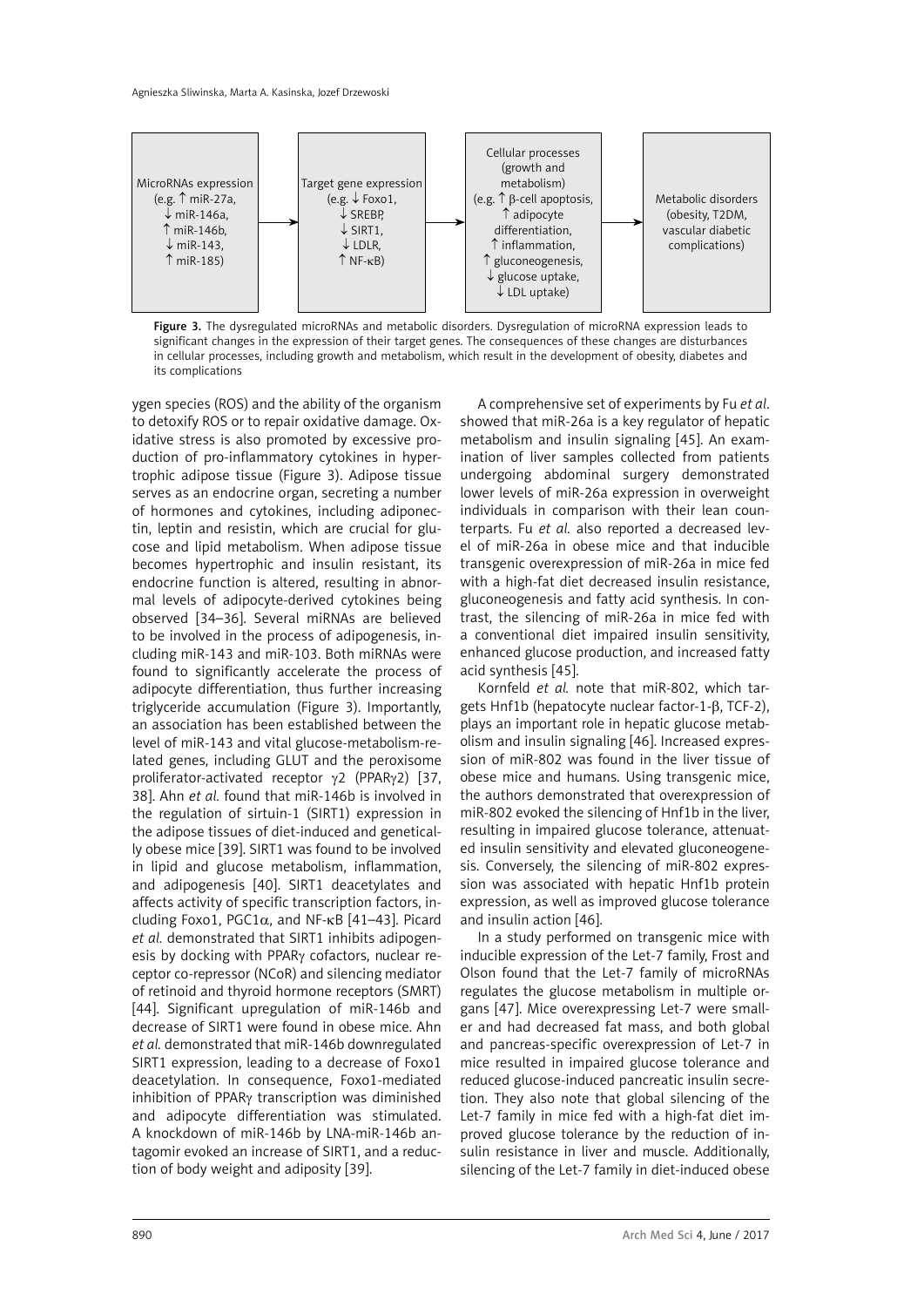MicroRNAs expression (e.g. ↑ miR-27a, ↓ miR-146a, ↑ miR-146b, ↓ miR-143, ↑ miR-185) → Target gene expression (e.g. ↓ Foxo1, ↓ SREBP, ↓ SIRT1, ↓ LDLR, ↑ NF-κB) → Cellular processes (growth and metabolism) (e.g. ↑ β-cell apoptosis, ↑ adipocyte differentiation, ↑ inflammation, ↑ gluconeogenesis, ↓ glucose uptake, ↓ LDL uptake) → Metabolic disorders (obesity, T2DM, vascular diabetic complications)

**Figure 3.** The dysregulated microRNAs and metabolic disorders. Dysregulation of microRNA expression leads to significant changes in the expression of their target genes. The consequences of these changes are disturbances in cellular processes, including growth and metabolism, which result in the development of obesity, diabetes and its complications

ygen species (ROS) and the ability of the organism to detoxify ROS or to repair oxidative damage. Oxidative stress is also promoted by excessive production of pro-inflammatory cytokines in hypertrophic adipose tissue (Figure 3). Adipose tissue serves as an endocrine organ, secreting a number of hormones and cytokines, including adiponectin, leptin and resistin, which are crucial for glucose and lipid metabolism. When adipose tissue becomes hypertrophic and insulin resistant, its endocrine function is altered, resulting in abnormal levels of adipocyte-derived cytokines being observed [34–36]. Several miRNAs are believed to be involved in the process of adipogenesis, including miR-143 and miR-103. Both miRNAs were found to significantly accelerate the process of adipocyte differentiation, thus further increasing triglyceride accumulation (Figure 3). Importantly, an association has been established between the level of miR-143 and vital glucose-metabolism-related genes, including GLUT and the peroxisome proliferator-activated receptor γ2 (PPARγ2) [37, 38]. Ahn *et al.* found that miR-146b is involved in the regulation of sirtuin-1 (SIRT1) expression in the adipose tissues of diet-induced and genetically obese mice [39]. SIRT1 was found to be involved in lipid and glucose metabolism, inflammation, and adipogenesis [40]. SIRT1 deacetylates and affects activity of specific transcription factors, including Foxo1, PGC1α, and NF-κB [41–43]. Picard *et al.* demonstrated that SIRT1 inhibits adipogenesis by docking with PPARγ cofactors, nuclear receptor co-repressor (NCoR) and silencing mediator of retinoid and thyroid hormone receptors (SMRT) [44]. Significant upregulation of miR-146b and decrease of SIRT1 were found in obese mice. Ahn *et al.* demonstrated that miR-146b downregulated SIRT1 expression, leading to a decrease of Foxo1 deacetylation. In consequence, Foxo1-mediated inhibition of PPARγ transcription was diminished and adipocyte differentiation was stimulated. A knockdown of miR-146b by LNA-miR-146b antagomir evoked an increase of SIRT1, and a reduction of body weight and adiposity [39].

A comprehensive set of experiments by Fu *et al*. showed that miR-26a is a key regulator of hepatic metabolism and insulin signaling [45]. An examination of liver samples collected from patients undergoing abdominal surgery demonstrated lower levels of miR-26a expression in overweight individuals in comparison with their lean counterparts. Fu *et al.* also reported a decreased level of miR-26a in obese mice and that inducible transgenic overexpression of miR-26a in mice fed with a high-fat diet decreased insulin resistance, gluconeogenesis and fatty acid synthesis. In contrast, the silencing of miR-26a in mice fed with a conventional diet impaired insulin sensitivity, enhanced glucose production, and increased fatty acid synthesis [45].

Kornfeld *et al.* note that miR-802, which targets Hnf1b (hepatocyte nuclear factor-1-β, TCF-2), plays an important role in hepatic glucose metabolism and insulin signaling [46]. Increased expression of miR-802 was found in the liver tissue of obese mice and humans. Using transgenic mice, the authors demonstrated that overexpression of miR-802 evoked the silencing of Hnf1b in the liver, resulting in impaired glucose tolerance, attenuated insulin sensitivity and elevated gluconeogenesis. Conversely, the silencing of miR-802 expression was associated with hepatic Hnf1b protein expression, as well as improved glucose tolerance and insulin action [46].

In a study performed on transgenic mice with inducible expression of the Let-7 family, Frost and Olson found that the Let-7 family of microRNAs regulates the glucose metabolism in multiple organs [47]. Mice overexpressing Let-7 were smaller and had decreased fat mass, and both global and pancreas-specific overexpression of Let-7 in mice resulted in impaired glucose tolerance and reduced glucose-induced pancreatic insulin secretion. They also note that global silencing of the Let-7 family in mice fed with a high-fat diet improved glucose tolerance by the reduction of insulin resistance in liver and muscle. Additionally, silencing of the Let-7 family in diet-induced obese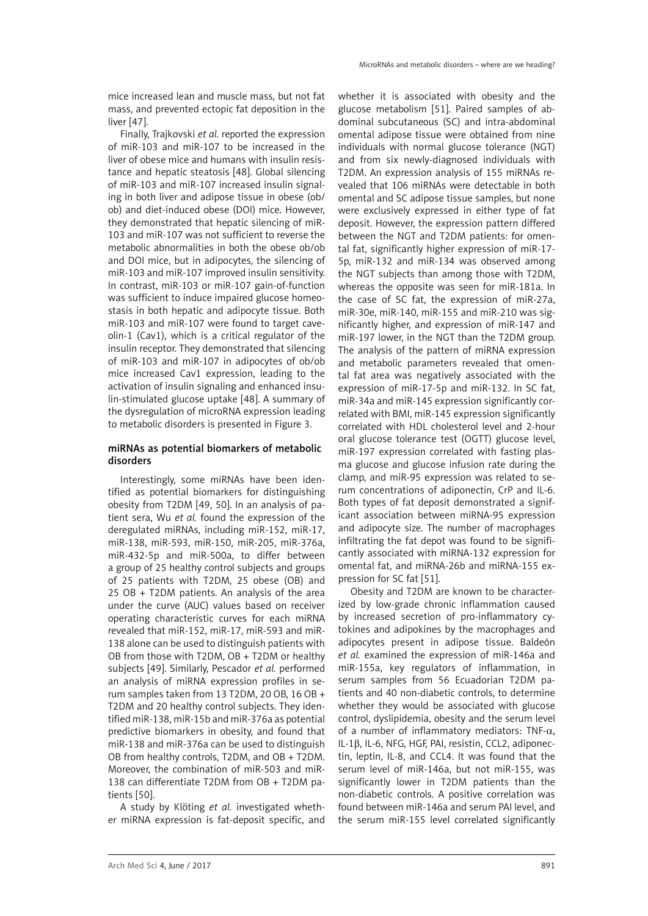mice increased lean and muscle mass, but not fat mass, and prevented ectopic fat deposition in the liver [47].

Finally, Trajkovski *et al.* reported the expression of miR-103 and miR-107 to be increased in the liver of obese mice and humans with insulin resistance and hepatic steatosis [48]. Global silencing of miR-103 and miR-107 increased insulin signaling in both liver and adipose tissue in obese (ob/ob) and diet-induced obese (DOI) mice. However, they demonstrated that hepatic silencing of miR-103 and miR-107 was not sufficient to reverse the metabolic abnormalities in both the obese ob/ob and DOI mice, but in adipocytes, the silencing of miR-103 and miR-107 improved insulin sensitivity. In contrast, miR-103 or miR-107 gain-of-function was sufficient to induce impaired glucose homeostasis in both hepatic and adipocyte tissue. Both miR-103 and miR-107 were found to target caveolin-1 (Cav1), which is a critical regulator of the insulin receptor. They demonstrated that silencing of miR-103 and miR-107 in adipocytes of ob/ob mice increased Cav1 expression, leading to the activation of insulin signaling and enhanced insulin-stimulated glucose uptake [48]. A summary of the dysregulation of microRNA expression leading to metabolic disorders is presented in Figure 3.

## miRNAs as potential biomarkers of metabolic disorders

Interestingly, some miRNAs have been identified as potential biomarkers for distinguishing obesity from T2DM [49, 50]. In an analysis of patient sera, Wu *et al.* found the expression of the deregulated miRNAs, including miR-152, miR-17, miR-138, miR-593, miR-150, miR-205, miR-376a, miR-432-5p and miR-500a, to differ between a group of 25 healthy control subjects and groups of 25 patients with T2DM, 25 obese (OB) and 25 OB + T2DM patients. An analysis of the area under the curve (AUC) values based on receiver operating characteristic curves for each miRNA revealed that miR-152, miR-17, miR-593 and miR-138 alone can be used to distinguish patients with OB from those with T2DM, OB + T2DM or healthy subjects [49]. Similarly, Pescador *et al.* performed an analysis of miRNA expression profiles in serum samples taken from 13 T2DM, 20 OB, 16 OB + T2DM and 20 healthy control subjects. They identified miR-138, miR-15b and miR-376a as potential predictive biomarkers in obesity, and found that miR-138 and miR-376a can be used to distinguish OB from healthy controls, T2DM, and OB + T2DM. Moreover, the combination of miR-503 and miR-138 can differentiate T2DM from OB + T2DM patients [50].

A study by Klöting *et al.* investigated whether miRNA expression is fat-deposit specific, and whether it is associated with obesity and the glucose metabolism [51]. Paired samples of abdominal subcutaneous (SC) and intra-abdominal omental adipose tissue were obtained from nine individuals with normal glucose tolerance (NGT) and from six newly-diagnosed individuals with T2DM. An expression analysis of 155 miRNAs revealed that 106 miRNAs were detectable in both omental and SC adipose tissue samples, but none were exclusively expressed in either type of fat deposit. However, the expression pattern differed between the NGT and T2DM patients: for omental fat, significantly higher expression of miR-17-5p, miR-132 and miR-134 was observed among the NGT subjects than among those with T2DM, whereas the opposite was seen for miR-181a. In the case of SC fat, the expression of miR-27a, miR-30e, miR-140, miR-155 and miR-210 was significantly higher, and expression of miR-147 and miR-197 lower, in the NGT than the T2DM group. The analysis of the pattern of miRNA expression and metabolic parameters revealed that omental fat area was negatively associated with the expression of miR-17-5p and miR-132. In SC fat, miR-34a and miR-145 expression significantly correlated with BMI, miR-145 expression significantly correlated with HDL cholesterol level and 2-hour oral glucose tolerance test (OGTT) glucose level, miR-197 expression correlated with fasting plasma glucose and glucose infusion rate during the clamp, and miR-95 expression was related to serum concentrations of adiponectin, CrP and IL-6. Both types of fat deposit demonstrated a significant association between miRNA-95 expression and adipocyte size. The number of macrophages infiltrating the fat depot was found to be significantly associated with miRNA-132 expression for omental fat, and miRNA-26b and miRNA-155 expression for SC fat [51].

Obesity and T2DM are known to be characterized by low-grade chronic inflammation caused by increased secretion of pro-inflammatory cytokines and adipokines by the macrophages and adipocytes present in adipose tissue. Baldeón *et al.* examined the expression of miR-146a and miR-155a, key regulators of inflammation, in serum samples from 56 Ecuadorian T2DM patients and 40 non-diabetic controls, to determine whether they would be associated with glucose control, dyslipidemia, obesity and the serum level of a number of inflammatory mediators: TNF-$\alpha$, IL-1$\beta$, IL-6, NFG, HGF, PAI, resistin, CCL2, adiponectin, leptin, IL-8, and CCL4. It was found that the serum level of miR-146a, but not miR-155, was significantly lower in T2DM patients than the non-diabetic controls. A positive correlation was found between miR-146a and serum PAI level, and the serum miR-155 level correlated significantly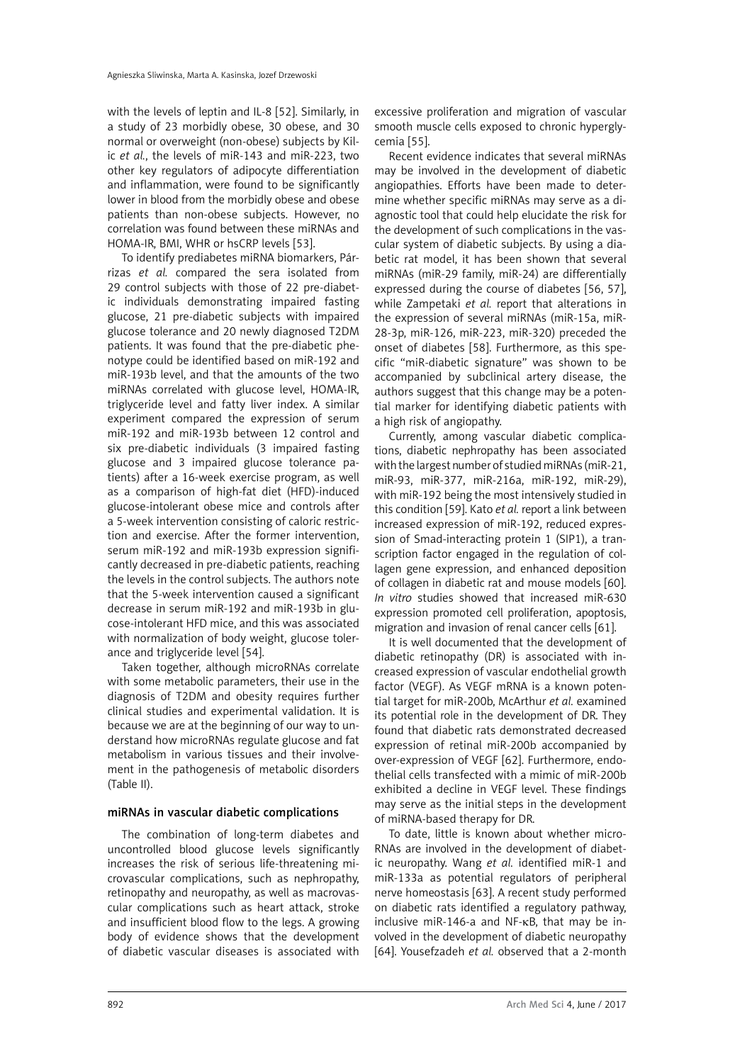with the levels of leptin and IL-8 [52]. Similarly, in a study of 23 morbidly obese, 30 obese, and 30 normal or overweight (non-obese) subjects by Kilic *et al.*, the levels of miR-143 and miR-223, two other key regulators of adipocyte differentiation and inflammation, were found to be significantly lower in blood from the morbidly obese and obese patients than non-obese subjects. However, no correlation was found between these miRNAs and HOMA-IR, BMI, WHR or hsCRP levels [53].

To identify prediabetes miRNA biomarkers, Párrizas *et al.* compared the sera isolated from 29 control subjects with those of 22 pre-diabetic individuals demonstrating impaired fasting glucose, 21 pre-diabetic subjects with impaired glucose tolerance and 20 newly diagnosed T2DM patients. It was found that the pre-diabetic phenotype could be identified based on miR-192 and miR-193b level, and that the amounts of the two miRNAs correlated with glucose level, HOMA-IR, triglyceride level and fatty liver index. A similar experiment compared the expression of serum miR-192 and miR-193b between 12 control and six pre-diabetic individuals (3 impaired fasting glucose and 3 impaired glucose tolerance patients) after a 16-week exercise program, as well as a comparison of high-fat diet (HFD)-induced glucose-intolerant obese mice and controls after a 5-week intervention consisting of caloric restriction and exercise. After the former intervention, serum miR-192 and miR-193b expression significantly decreased in pre-diabetic patients, reaching the levels in the control subjects. The authors note that the 5-week intervention caused a significant decrease in serum miR-192 and miR-193b in glucose-intolerant HFD mice, and this was associated with normalization of body weight, glucose tolerance and triglyceride level [54].

Taken together, although microRNAs correlate with some metabolic parameters, their use in the diagnosis of T2DM and obesity requires further clinical studies and experimental validation. It is because we are at the beginning of our way to understand how microRNAs regulate glucose and fat metabolism in various tissues and their involvement in the pathogenesis of metabolic disorders (Table II).

## miRNAs in vascular diabetic complications

The combination of long-term diabetes and uncontrolled blood glucose levels significantly increases the risk of serious life-threatening microvascular complications, such as nephropathy, retinopathy and neuropathy, as well as macrovascular complications such as heart attack, stroke and insufficient blood flow to the legs. A growing body of evidence shows that the development of diabetic vascular diseases is associated with excessive proliferation and migration of vascular smooth muscle cells exposed to chronic hyperglycemia [55].

Recent evidence indicates that several miRNAs may be involved in the development of diabetic angiopathies. Efforts have been made to determine whether specific miRNAs may serve as a diagnostic tool that could help elucidate the risk for the development of such complications in the vascular system of diabetic subjects. By using a diabetic rat model, it has been shown that several miRNAs (miR-29 family, miR-24) are differentially expressed during the course of diabetes [56, 57], while Zampetaki *et al.* report that alterations in the expression of several miRNAs (miR-15a, miR-28-3p, miR-126, miR-223, miR-320) preceded the onset of diabetes [58]. Furthermore, as this specific "miR-diabetic signature" was shown to be accompanied by subclinical artery disease, the authors suggest that this change may be a potential marker for identifying diabetic patients with a high risk of angiopathy.

Currently, among vascular diabetic complications, diabetic nephropathy has been associated with the largest number of studied miRNAs (miR-21, miR-93, miR-377, miR-216a, miR-192, miR-29), with miR-192 being the most intensively studied in this condition [59]. Kato *et al.* report a link between increased expression of miR-192, reduced expression of Smad-interacting protein 1 (SIP1), a transcription factor engaged in the regulation of collagen gene expression, and enhanced deposition of collagen in diabetic rat and mouse models [60]. *In vitro* studies showed that increased miR-630 expression promoted cell proliferation, apoptosis, migration and invasion of renal cancer cells [61].

It is well documented that the development of diabetic retinopathy (DR) is associated with increased expression of vascular endothelial growth factor (VEGF). As VEGF mRNA is a known potential target for miR-200b, McArthur *et al.* examined its potential role in the development of DR. They found that diabetic rats demonstrated decreased expression of retinal miR-200b accompanied by over-expression of VEGF [62]. Furthermore, endothelial cells transfected with a mimic of miR-200b exhibited a decline in VEGF level. These findings may serve as the initial steps in the development of miRNA-based therapy for DR.

To date, little is known about whether microRNAs are involved in the development of diabetic neuropathy. Wang *et al.* identified miR-1 and miR-133a as potential regulators of peripheral nerve homeostasis [63]. A recent study performed on diabetic rats identified a regulatory pathway, inclusive miR-146-a and NF-κB, that may be involved in the development of diabetic neuropathy [64]. Yousefzadeh *et al.* observed that a 2-month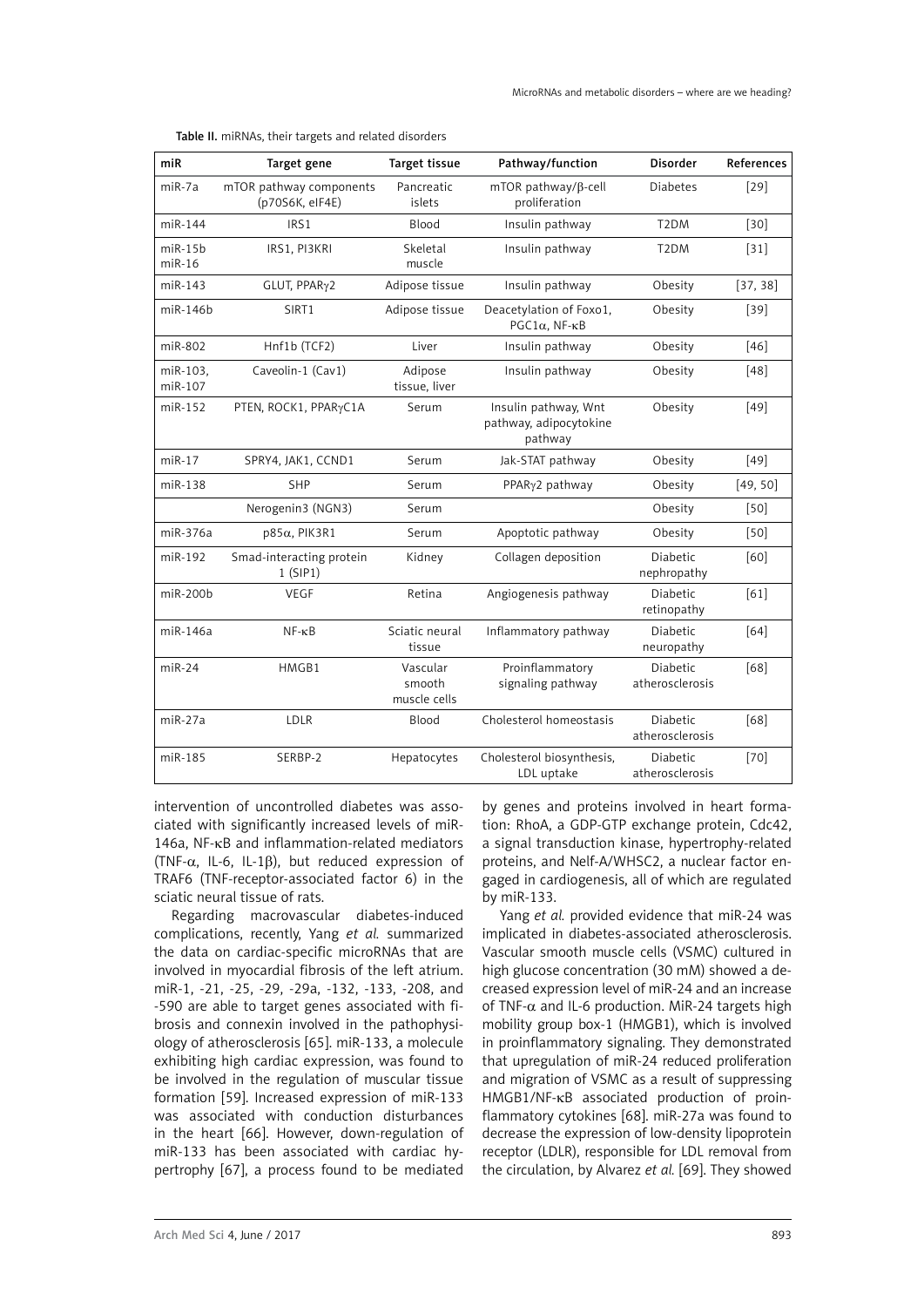Table II. miRNAs, their targets and related disorders

| miR | Target gene | Target tissue | Pathway/function | Disorder | References |
|---|---|---|---|---|---|
| miR-7a | mTOR pathway components (p70S6K, eIF4E) | Pancreatic islets | mTOR pathway/β-cell proliferation | Diabetes | [29] |
| miR-144 | IRS1 | Blood | Insulin pathway | T2DM | [30] |
| miR-15b miR-16 | IRS1, PI3KRI | Skeletal muscle | Insulin pathway | T2DM | [31] |
| miR-143 | GLUT, PPARγ2 | Adipose tissue | Insulin pathway | Obesity | [37, 38] |
| miR-146b | SIRT1 | Adipose tissue | Deacetylation of Foxo1, PGC1α, NF-κB | Obesity | [39] |
| miR-802 | Hnf1b (TCF2) | Liver | Insulin pathway | Obesity | [46] |
| miR-103, miR-107 | Caveolin-1 (Cav1) | Adipose tissue, liver | Insulin pathway | Obesity | [48] |
| miR-152 | PTEN, ROCK1, PPARγC1A | Serum | Insulin pathway, Wnt pathway, adipocytokine pathway | Obesity | [49] |
| miR-17 | SPRY4, JAK1, CCND1 | Serum | Jak-STAT pathway | Obesity | [49] |
| miR-138 | SHP | Serum | PPARγ2 pathway | Obesity | [49, 50] |
| | Nerogenin3 (NGN3) | Serum | | Obesity | [50] |
| miR-376a | p85α, PIK3R1 | Serum | Apoptotic pathway | Obesity | [50] |
| miR-192 | Smad-interacting protein 1 (SIP1) | Kidney | Collagen deposition | Diabetic nephropathy | [60] |
| miR-200b | VEGF | Retina | Angiogenesis pathway | Diabetic retinopathy | [61] |
| miR-146a | NF-κB | Sciatic neural tissue | Inflammatory pathway | Diabetic neuropathy | [64] |
| miR-24 | HMGB1 | Vascular smooth muscle cells | Proinflammatory signaling pathway | Diabetic atherosclerosis | [68] |
| miR-27a | LDLR | Blood | Cholesterol homeostasis | Diabetic atherosclerosis | [68] |
| miR-185 | SERBP-2 | Hepatocytes | Cholesterol biosynthesis, LDL uptake | Diabetic atherosclerosis | [70] |

intervention of uncontrolled diabetes was associated with significantly increased levels of miR-146a, NF-κB and inflammation-related mediators (TNF-α, IL-6, IL-1β), but reduced expression of TRAF6 (TNF-receptor-associated factor 6) in the sciatic neural tissue of rats.

Regarding macrovascular diabetes-induced complications, recently, Yang *et al.* summarized the data on cardiac-specific microRNAs that are involved in myocardial fibrosis of the left atrium. miR-1, -21, -25, -29, -29a, -132, -133, -208, and -590 are able to target genes associated with fibrosis and connexin involved in the pathophysiology of atherosclerosis [65]. miR-133, a molecule exhibiting high cardiac expression, was found to be involved in the regulation of muscular tissue formation [59]. Increased expression of miR-133 was associated with conduction disturbances in the heart [66]. However, down-regulation of miR-133 has been associated with cardiac hypertrophy [67], a process found to be mediated by genes and proteins involved in heart formation: RhoA, a GDP-GTP exchange protein, Cdc42, a signal transduction kinase, hypertrophy-related proteins, and Nelf-A/WHSC2, a nuclear factor engaged in cardiogenesis, all of which are regulated by miR-133.

Yang *et al.* provided evidence that miR-24 was implicated in diabetes-associated atherosclerosis. Vascular smooth muscle cells (VSMC) cultured in high glucose concentration (30 mM) showed a decreased expression level of miR-24 and an increase of TNF-α and IL-6 production. MiR-24 targets high mobility group box-1 (HMGB1), which is involved in proinflammatory signaling. They demonstrated that upregulation of miR-24 reduced proliferation and migration of VSMC as a result of suppressing HMGB1/NF-κB associated production of proinflammatory cytokines [68]. miR-27a was found to decrease the expression of low-density lipoprotein receptor (LDLR), responsible for LDL removal from the circulation, by Alvarez *et al.* [69]. They showed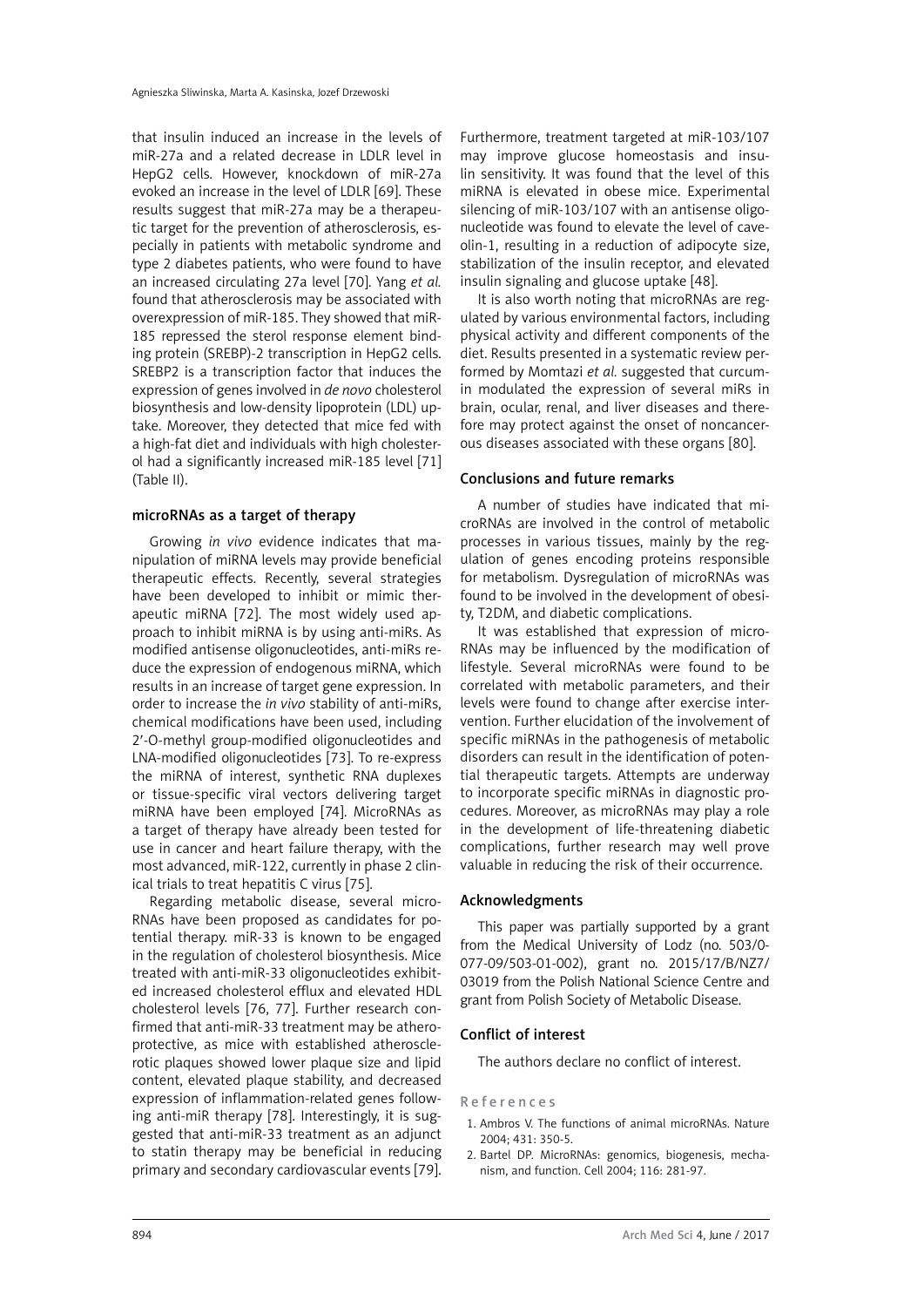that insulin induced an increase in the levels of miR-27a and a related decrease in LDLR level in HepG2 cells. However, knockdown of miR-27a evoked an increase in the level of LDLR [69]. These results suggest that miR-27a may be a therapeutic target for the prevention of atherosclerosis, especially in patients with metabolic syndrome and type 2 diabetes patients, who were found to have an increased circulating 27a level [70]. Yang *et al.* found that atherosclerosis may be associated with overexpression of miR-185. They showed that miR-185 repressed the sterol response element binding protein (SREBP)-2 transcription in HepG2 cells. SREBP2 is a transcription factor that induces the expression of genes involved in *de novo* cholesterol biosynthesis and low-density lipoprotein (LDL) uptake. Moreover, they detected that mice fed with a high-fat diet and individuals with high cholesterol had a significantly increased miR-185 level [71] (Table II).

## microRNAs as a target of therapy

Growing *in vivo* evidence indicates that manipulation of miRNA levels may provide beneficial therapeutic effects. Recently, several strategies have been developed to inhibit or mimic therapeutic miRNA [72]. The most widely used approach to inhibit miRNA is by using anti-miRs. As modified antisense oligonucleotides, anti-miRs reduce the expression of endogenous miRNA, which results in an increase of target gene expression. In order to increase the *in vivo* stability of anti-miRs, chemical modifications have been used, including 2′-O-methyl group-modified oligonucleotides and LNA-modified oligonucleotides [73]. To re-express the miRNA of interest, synthetic RNA duplexes or tissue-specific viral vectors delivering target miRNA have been employed [74]. MicroRNAs as a target of therapy have already been tested for use in cancer and heart failure therapy, with the most advanced, miR-122, currently in phase 2 clinical trials to treat hepatitis C virus [75].

Regarding metabolic disease, several microRNAs have been proposed as candidates for potential therapy. miR-33 is known to be engaged in the regulation of cholesterol biosynthesis. Mice treated with anti-miR-33 oligonucleotides exhibited increased cholesterol efflux and elevated HDL cholesterol levels [76, 77]. Further research confirmed that anti-miR-33 treatment may be atheroprotective, as mice with established atherosclerotic plaques showed lower plaque size and lipid content, elevated plaque stability, and decreased expression of inflammation-related genes following anti-miR therapy [78]. Interestingly, it is suggested that anti-miR-33 treatment as an adjunct to statin therapy may be beneficial in reducing primary and secondary cardiovascular events [79]. Furthermore, treatment targeted at miR-103/107 may improve glucose homeostasis and insulin sensitivity. It was found that the level of this miRNA is elevated in obese mice. Experimental silencing of miR-103/107 with an antisense oligonucleotide was found to elevate the level of caveolin-1, resulting in a reduction of adipocyte size, stabilization of the insulin receptor, and elevated insulin signaling and glucose uptake [48].

It is also worth noting that microRNAs are regulated by various environmental factors, including physical activity and different components of the diet. Results presented in a systematic review performed by Momtazi *et al.* suggested that curcumin modulated the expression of several miRs in brain, ocular, renal, and liver diseases and therefore may protect against the onset of noncancerous diseases associated with these organs [80].

## Conclusions and future remarks

A number of studies have indicated that microRNAs are involved in the control of metabolic processes in various tissues, mainly by the regulation of genes encoding proteins responsible for metabolism. Dysregulation of microRNAs was found to be involved in the development of obesity, T2DM, and diabetic complications.

It was established that expression of microRNAs may be influenced by the modification of lifestyle. Several microRNAs were found to be correlated with metabolic parameters, and their levels were found to change after exercise intervention. Further elucidation of the involvement of specific miRNAs in the pathogenesis of metabolic disorders can result in the identification of potential therapeutic targets. Attempts are underway to incorporate specific miRNAs in diagnostic procedures. Moreover, as microRNAs may play a role in the development of life-threatening diabetic complications, further research may well prove valuable in reducing the risk of their occurrence.

## Acknowledgments

This paper was partially supported by a grant from the Medical University of Lodz (no. 503/0-077-09/503-01-002), grant no. 2015/17/B/NZ7/03019 from the Polish National Science Centre and grant from Polish Society of Metabolic Disease.

## Conflict of interest

The authors declare no conflict of interest.

## References

1. Ambros V. The functions of animal microRNAs. Nature 2004; 431: 350-5.
2. Bartel DP. MicroRNAs: genomics, biogenesis, mechanism, and function. Cell 2004; 116: 281-97.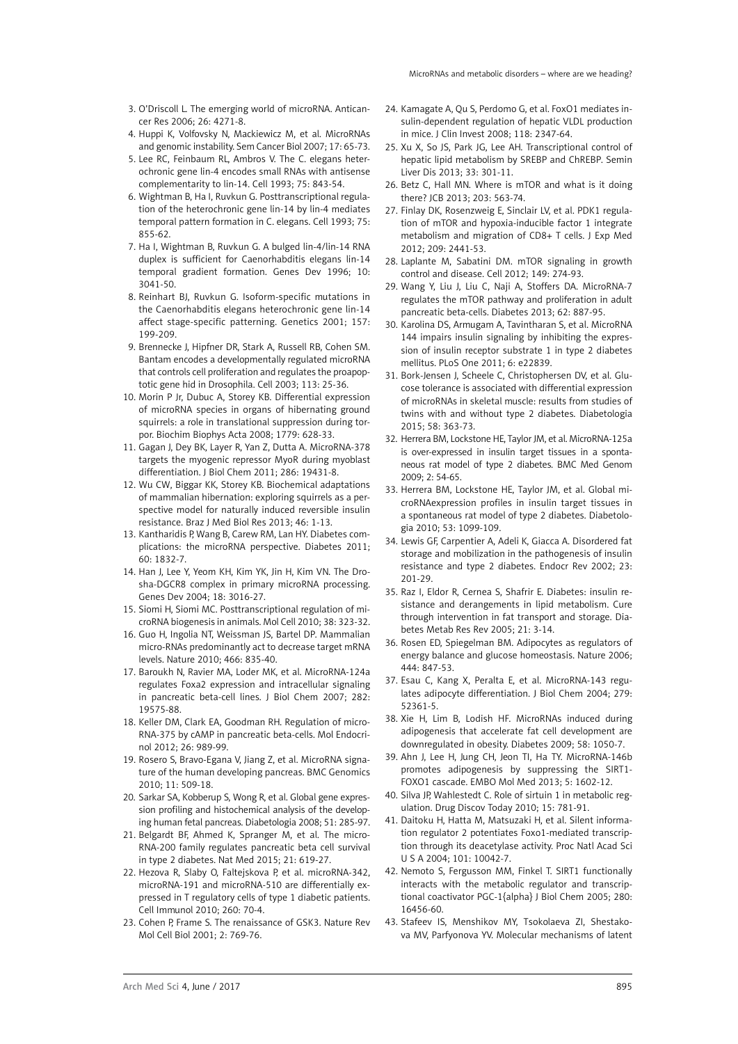3. O'Driscoll L. The emerging world of microRNA. Anticancer Res 2006; 26: 4271-8.
4. Huppi K, Volfovsky N, Mackiewicz M, et al. MicroRNAs and genomic instability. Sem Cancer Biol 2007; 17: 65-73.
5. Lee RC, Feinbaum RL, Ambros V. The C. elegans heterochronic gene lin-4 encodes small RNAs with antisense complementarity to lin-14. Cell 1993; 75: 843-54.
6. Wightman B, Ha I, Ruvkun G. Posttranscriptional regulation of the heterochronic gene lin-14 by lin-4 mediates temporal pattern formation in C. elegans. Cell 1993; 75: 855-62.
7. Ha I, Wightman B, Ruvkun G. A bulged lin-4/lin-14 RNA duplex is sufficient for Caenorhabditis elegans lin-14 temporal gradient formation. Genes Dev 1996; 10: 3041-50.
8. Reinhart BJ, Ruvkun G. Isoform-specific mutations in the Caenorhabditis elegans heterochronic gene lin-14 affect stage-specific patterning. Genetics 2001; 157: 199-209.
9. Brennecke J, Hipfner DR, Stark A, Russell RB, Cohen SM. Bantam encodes a developmentally regulated microRNA that controls cell proliferation and regulates the proapoptotic gene hid in Drosophila. Cell 2003; 113: 25-36.
10. Morin P Jr, Dubuc A, Storey KB. Differential expression of microRNA species in organs of hibernating ground squirrels: a role in translational suppression during torpor. Biochim Biophys Acta 2008; 1779: 628-33.
11. Gagan J, Dey BK, Layer R, Yan Z, Dutta A. MicroRNA-378 targets the myogenic repressor MyoR during myoblast differentiation. J Biol Chem 2011; 286: 19431-8.
12. Wu CW, Biggar KK, Storey KB. Biochemical adaptations of mammalian hibernation: exploring squirrels as a perspective model for naturally induced reversible insulin resistance. Braz J Med Biol Res 2013; 46: 1-13.
13. Kantharidis P, Wang B, Carew RM, Lan HY. Diabetes complications: the microRNA perspective. Diabetes 2011; 60: 1832-7.
14. Han J, Lee Y, Yeom KH, Kim YK, Jin H, Kim VN. The Drosha-DGCR8 complex in primary microRNA processing. Genes Dev 2004; 18: 3016-27.
15. Siomi H, Siomi MC. Posttranscriptional regulation of microRNA biogenesis in animals. Mol Cell 2010; 38: 323-32.
16. Guo H, Ingolia NT, Weissman JS, Bartel DP. Mammalian micro-RNAs predominantly act to decrease target mRNA levels. Nature 2010; 466: 835-40.
17. Baroukh N, Ravier MA, Loder MK, et al. MicroRNA-124a regulates Foxa2 expression and intracellular signaling in pancreatic beta-cell lines. J Biol Chem 2007; 282: 19575-88.
18. Keller DM, Clark EA, Goodman RH. Regulation of microRNA-375 by cAMP in pancreatic beta-cells. Mol Endocrinol 2012; 26: 989-99.
19. Rosero S, Bravo-Egana V, Jiang Z, et al. MicroRNA signature of the human developing pancreas. BMC Genomics 2010; 11: 509-18.
20. Sarkar SA, Kobberup S, Wong R, et al. Global gene expression profiling and histochemical analysis of the developing human fetal pancreas. Diabetologia 2008; 51: 285-97.
21. Belgardt BF, Ahmed K, Spranger M, et al. The microRNA-200 family regulates pancreatic beta cell survival in type 2 diabetes. Nat Med 2015; 21: 619-27.
22. Hezova R, Slaby O, Faltejskova P, et al. microRNA-342, microRNA-191 and microRNA-510 are differentially expressed in T regulatory cells of type 1 diabetic patients. Cell Immunol 2010; 260: 70-4.
23. Cohen P, Frame S. The renaissance of GSK3. Nature Rev Mol Cell Biol 2001; 2: 769-76.
24. Kamagate A, Qu S, Perdomo G, et al. FoxO1 mediates insulin-dependent regulation of hepatic VLDL production in mice. J Clin Invest 2008; 118: 2347-64.
25. Xu X, So JS, Park JG, Lee AH. Transcriptional control of hepatic lipid metabolism by SREBP and ChREBP. Semin Liver Dis 2013; 33: 301-11.
26. Betz C, Hall MN. Where is mTOR and what is it doing there? JCB 2013; 203: 563-74.
27. Finlay DK, Rosenzweig E, Sinclair LV, et al. PDK1 regulation of mTOR and hypoxia-inducible factor 1 integrate metabolism and migration of CD8+ T cells. J Exp Med 2012; 209: 2441-53.
28. Laplante M, Sabatini DM. mTOR signaling in growth control and disease. Cell 2012; 149: 274-93.
29. Wang Y, Liu J, Liu C, Naji A, Stoffers DA. MicroRNA-7 regulates the mTOR pathway and proliferation in adult pancreatic beta-cells. Diabetes 2013; 62: 887-95.
30. Karolina DS, Armugam A, Tavintharan S, et al. MicroRNA 144 impairs insulin signaling by inhibiting the expression of insulin receptor substrate 1 in type 2 diabetes mellitus. PLoS One 2011; 6: e22839.
31. Bork-Jensen J, Scheele C, Christophersen DV, et al. Glucose tolerance is associated with differential expression of microRNAs in skeletal muscle: results from studies of twins with and without type 2 diabetes. Diabetologia 2015; 58: 363-73.
32. Herrera BM, Lockstone HE, Taylor JM, et al. MicroRNA-125a is over-expressed in insulin target tissues in a spontaneous rat model of type 2 diabetes. BMC Med Genom 2009; 2: 54-65.
33. Herrera BM, Lockstone HE, Taylor JM, et al. Global microRNAexpression profiles in insulin target tissues in a spontaneous rat model of type 2 diabetes. Diabetologia 2010; 53: 1099-109.
34. Lewis GF, Carpentier A, Adeli K, Giacca A. Disordered fat storage and mobilization in the pathogenesis of insulin resistance and type 2 diabetes. Endocr Rev 2002; 23: 201-29.
35. Raz I, Eldor R, Cernea S, Shafrir E. Diabetes: insulin resistance and derangements in lipid metabolism. Cure through intervention in fat transport and storage. Diabetes Metab Res Rev 2005; 21: 3-14.
36. Rosen ED, Spiegelman BM. Adipocytes as regulators of energy balance and glucose homeostasis. Nature 2006; 444: 847-53.
37. Esau C, Kang X, Peralta E, et al. MicroRNA-143 regulates adipocyte differentiation. J Biol Chem 2004; 279: 52361-5.
38. Xie H, Lim B, Lodish HF. MicroRNAs induced during adipogenesis that accelerate fat cell development are downregulated in obesity. Diabetes 2009; 58: 1050-7.
39. Ahn J, Lee H, Jung CH, Jeon TI, Ha TY. MicroRNA-146b promotes adipogenesis by suppressing the SIRT1-FOXO1 cascade. EMBO Mol Med 2013; 5: 1602-12.
40. Silva JP, Wahlestedt C. Role of sirtuin 1 in metabolic regulation. Drug Discov Today 2010; 15: 781-91.
41. Daitoku H, Hatta M, Matsuzaki H, et al. Silent information regulator 2 potentiates Foxo1-mediated transcription through its deacetylase activity. Proc Natl Acad Sci U S A 2004; 101: 10042-7.
42. Nemoto S, Fergusson MM, Finkel T. SIRT1 functionally interacts with the metabolic regulator and transcriptional coactivator PGC-1{alpha} J Biol Chem 2005; 280: 16456-60.
43. Stafeev IS, Menshikov MY, Tsokolaeva ZI, Shestakova MV, Parfyonova YV. Molecular mechanisms of latent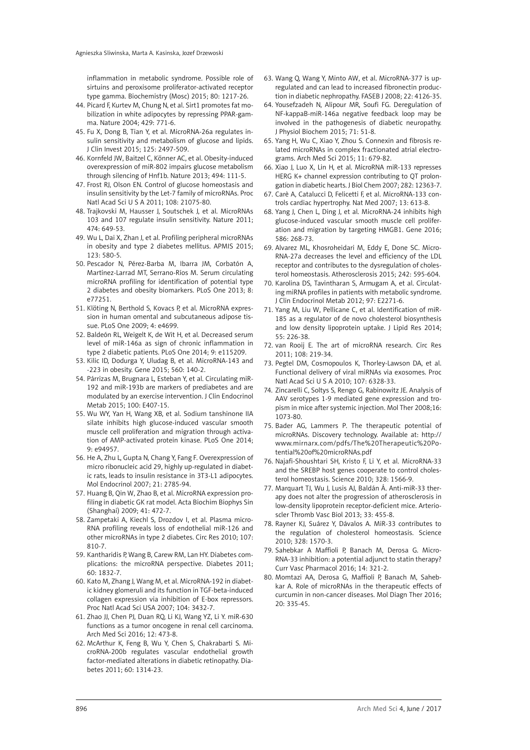inflammation in metabolic syndrome. Possible role of sirtuins and peroxisome proliferator-activated receptor type gamma. Biochemistry (Mosc) 2015; 80: 1217-26.

44. Picard F, Kurtev M, Chung N, et al. Sirt1 promotes fat mobilization in white adipocytes by repressing PPAR-gamma. Nature 2004; 429: 771-6.
45. Fu X, Dong B, Tian Y, et al. MicroRNA-26a regulates insulin sensitivity and metabolism of glucose and lipids. J Clin Invest 2015; 125: 2497-509.
46. Kornfeld JW, Baitzel C, Könner AC, et al. Obesity-induced overexpression of miR-802 impairs glucose metabolism through silencing of Hnf1b. Nature 2013; 494: 111-5.
47. Frost RJ, Olson EN. Control of glucose homeostasis and insulin sensitivity by the Let-7 family of microRNAs. Proc Natl Acad Sci U S A 2011; 108: 21075-80.
48. Trajkovski M, Hausser J, Soutschek J, et al. MicroRNAs 103 and 107 regulate insulin sensitivity. Nature 2011; 474: 649-53.
49. Wu L, Dai X, Zhan J, et al. Profiling peripheral microRNAs in obesity and type 2 diabetes mellitus. APMIS 2015; 123: 580-5.
50. Pescador N, Pérez-Barba M, Ibarra JM, Corbatón A, Martínez-Larrad MT, Serrano-Ríos M. Serum circulating microRNA profiling for identification of potential type 2 diabetes and obesity biomarkers. PLoS One 2013; 8: e77251.
51. Klöting N, Berthold S, Kovacs P, et al. MicroRNA expression in human omental and subcutaneous adipose tissue. PLoS One 2009; 4: e4699.
52. Baldeón RL, Weigelt K, de Wit H, et al. Decreased serum level of miR-146a as sign of chronic inflammation in type 2 diabetic patients. PLoS One 2014; 9: e115209.
53. Kilic ID, Dodurga Y, Uludag B, et al. MicroRNA-143 and -223 in obesity. Gene 2015; 560: 140-2.
54. Párrizas M, Brugnara L, Esteban Y, et al. Circulating miR-192 and miR-193b are markers of prediabetes and are modulated by an exercise intervention. J Clin Endocrinol Metab 2015; 100: E407-15.
55. Wu WY, Yan H, Wang XB, et al. Sodium tanshinone IIA silate inhibits high glucose-induced vascular smooth muscle cell proliferation and migration through activation of AMP-activated protein kinase. PLoS One 2014; 9: e94957.
56. He A, Zhu L, Gupta N, Chang Y, Fang F. Overexpression of micro ribonucleic acid 29, highly up-regulated in diabetic rats, leads to insulin resistance in 3T3-L1 adipocytes. Mol Endocrinol 2007; 21: 2785-94.
57. Huang B, Qin W, Zhao B, et al. MicroRNA expression profiling in diabetic GK rat model. Acta Biochim Biophys Sin (Shanghai) 2009; 41: 472-7.
58. Zampetaki A, Kiechl S, Drozdov I, et al. Plasma microRNA profiling reveals loss of endothelial miR-126 and other microRNAs in type 2 diabetes. Circ Res 2010; 107: 810-7.
59. Kantharidis P, Wang B, Carew RM, Lan HY. Diabetes complications: the microRNA perspective. Diabetes 2011; 60: 1832-7.
60. Kato M, Zhang J, Wang M, et al. MicroRNA-192 in diabetic kidney glomeruli and its function in TGF-beta-induced collagen expression via inhibition of E-box repressors. Proc Natl Acad Sci USA 2007; 104: 3432-7.
61. Zhao JJ, Chen PJ, Duan RQ, Li KJ, Wang YZ, Li Y. miR-630 functions as a tumor oncogene in renal cell carcinoma. Arch Med Sci 2016; 12: 473-8.
62. McArthur K, Feng B, Wu Y, Chen S, Chakrabarti S. MicroRNA-200b regulates vascular endothelial growth factor-mediated alterations in diabetic retinopathy. Diabetes 2011; 60: 1314-23.
63. Wang Q, Wang Y, Minto AW, et al. MicroRNA-377 is up-regulated and can lead to increased fibronectin production in diabetic nephropathy. FASEB J 2008; 22: 4126-35.
64. Yousefzadeh N, Alipour MR, Soufi FG. Deregulation of NF-kappaB-miR-146a negative feedback loop may be involved in the pathogenesis of diabetic neuropathy. J Physiol Biochem 2015; 71: 51-8.
65. Yang H, Wu C, Xiao Y, Zhou S. Connexin and fibrosis related microRNAs in complex fractionated atrial electrograms. Arch Med Sci 2015; 11: 679-82.
66. Xiao J, Luo X, Lin H, et al. MicroRNA miR-133 represses HERG K+ channel expression contributing to QT prolongation in diabetic hearts. J Biol Chem 2007; 282: 12363-7.
67. Carè A, Catalucci D, Felicetti F, et al. MicroRNA-133 controls cardiac hypertrophy. Nat Med 2007; 13: 613-8.
68. Yang J, Chen L, Ding J, et al. MicroRNA-24 inhibits high glucose-induced vascular smooth muscle cell proliferation and migration by targeting HMGB1. Gene 2016; 586: 268-73.
69. Alvarez ML, Khosroheidari M, Eddy E, Done SC. MicroRNA-27a decreases the level and efficiency of the LDL receptor and contributes to the dysregulation of cholesterol homeostasis. Atherosclerosis 2015; 242: 595-604.
70. Karolina DS, Tavintharan S, Armugam A, et al. Circulating miRNA profiles in patients with metabolic syndrome. J Clin Endocrinol Metab 2012; 97: E2271-6.
71. Yang M, Liu W, Pellicane C, et al. Identification of miR-185 as a regulator of de novo cholesterol biosynthesis and low density lipoprotein uptake. J Lipid Res 2014; 55: 226-38.
72. van Rooij E. The art of microRNA research. Circ Res 2011; 108: 219-34.
73. Pegtel DM, Cosmopoulos K, Thorley-Lawson DA, et al. Functional delivery of viral miRNAs via exosomes. Proc Natl Acad Sci U S A 2010; 107: 6328-33.
74. Zincarelli C, Soltys S, Rengo G, Rabinowitz JE. Analysis of AAV serotypes 1-9 mediated gene expression and tropism in mice after systemic injection. Mol Ther 2008;16: 1073-80.
75. Bader AG, Lammers P. The therapeutic potential of microRNAs. Discovery technology. Available at: http://www.mirnarx.com/pdfs/The%20Therapeutic%20Potential%20of%20microRNAs.pdf
76. Najafi-Shoushtari SH, Kristo F, Li Y, et al. MicroRNA-33 and the SREBP host genes cooperate to control cholesterol homeostasis. Science 2010; 328: 1566-9.
77. Marquart TJ, Wu J, Lusis AJ, Baldán Á. Anti-miR-33 therapy does not alter the progression of atherosclerosis in low-density lipoprotein receptor-deficient mice. Arterioscler Thromb Vasc Biol 2013; 33: 455-8.
78. Rayner KJ, Suárez Y, Dávalos A. MiR-33 contributes to the regulation of cholesterol homeostasis. Science 2010; 328: 1570-3.
79. Sahebkar A Maffioli P, Banach M, Derosa G. MicroRNA-33 inhibition: a potential adjunct to statin therapy? Curr Vasc Pharmacol 2016; 14: 321-2.
80. Momtazi AA, Derosa G, Maffioli P, Banach M, Sahebkar A. Role of microRNAs in the therapeutic effects of curcumin in non-cancer diseases. Mol Diagn Ther 2016; 20: 335-45.